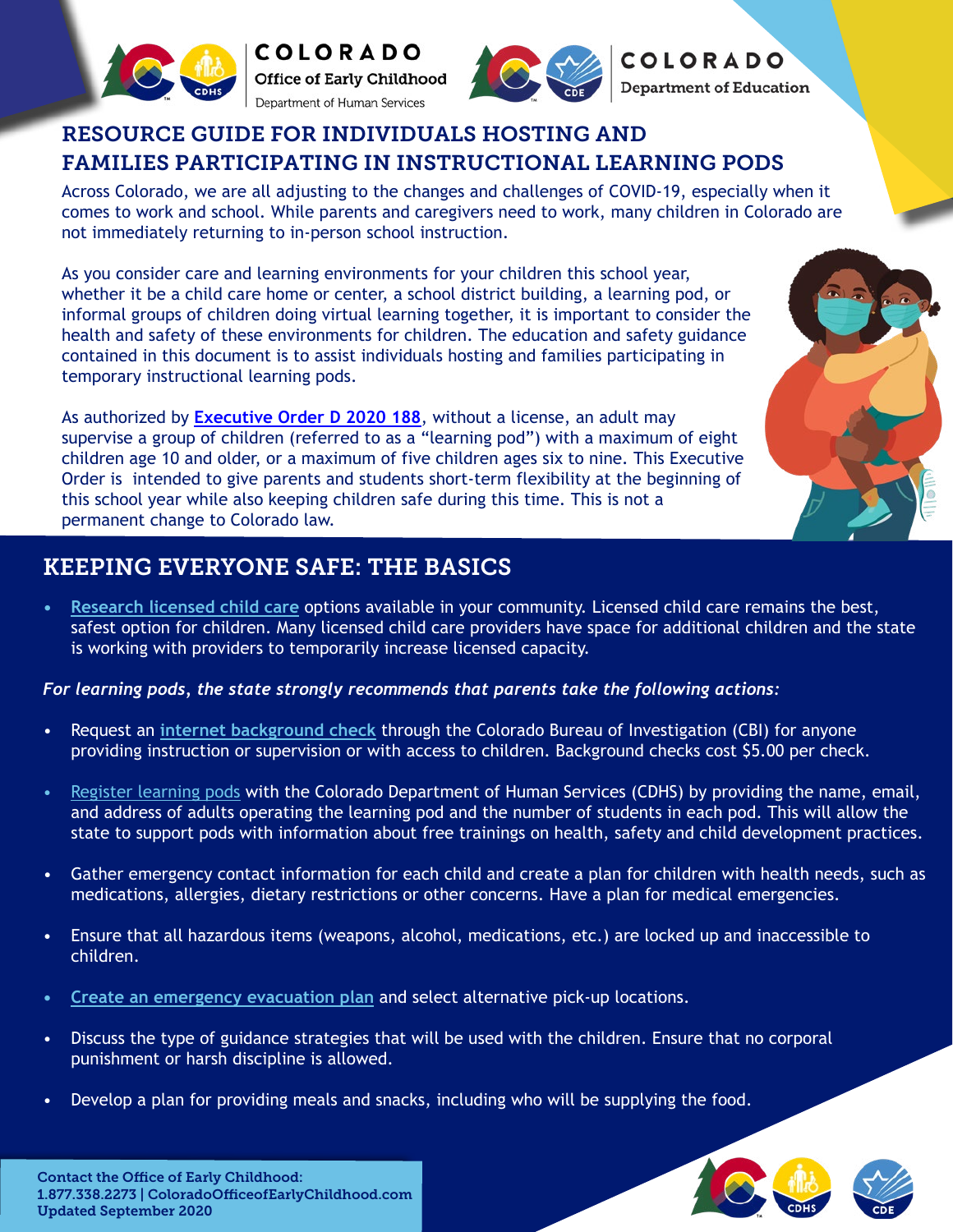COLORADO
Office of Early Childhood
Department of Human Services

COLORADO
Department of Education

# RESOURCE GUIDE FOR INDIVIDUALS HOSTING AND FAMILIES PARTICIPATING IN INSTRUCTIONAL LEARNING PODS

Across Colorado, we are all adjusting to the changes and challenges of COVID-19, especially when it comes to work and school. While parents and caregivers need to work, many children in Colorado are not immediately returning to in-person school instruction.

As you consider care and learning environments for your children this school year, whether it be a child care home or center, a school district building, a learning pod, or informal groups of children doing virtual learning together, it is important to consider the health and safety of these environments for children. The education and safety guidance contained in this document is to assist individuals hosting and families participating in temporary instructional learning pods.

As authorized by **Executive Order D 2020 188**, without a license, an adult may supervise a group of children (referred to as a "learning pod") with a maximum of eight children age 10 and older, or a maximum of five children ages six to nine. This Executive Order is intended to give parents and students short-term flexibility at the beginning of this school year while also keeping children safe during this time. This is not a permanent change to Colorado law.

## KEEPING EVERYONE SAFE: THE BASICS

- **Research licensed child care** options available in your community. Licensed child care remains the best, safest option for children. Many licensed child care providers have space for additional children and the state is working with providers to temporarily increase licensed capacity.

*For learning pods, the state strongly recommends that parents take the following actions:*

- Request an **internet background check** through the Colorado Bureau of Investigation (CBI) for anyone providing instruction or supervision or with access to children. Background checks cost $5.00 per check.
- Register learning pods with the Colorado Department of Human Services (CDHS) by providing the name, email, and address of adults operating the learning pod and the number of students in each pod. This will allow the state to support pods with information about free trainings on health, safety and child development practices.
- Gather emergency contact information for each child and create a plan for children with health needs, such as medications, allergies, dietary restrictions or other concerns. Have a plan for medical emergencies.
- Ensure that all hazardous items (weapons, alcohol, medications, etc.) are locked up and inaccessible to children.
- **Create an emergency evacuation plan** and select alternative pick-up locations.
- Discuss the type of guidance strategies that will be used with the children. Ensure that no corporal punishment or harsh discipline is allowed.
- Develop a plan for providing meals and snacks, including who will be supplying the food.

Contact the Office of Early Childhood:
1.877.338.2273 | ColoradoOfficeofEarlyChildhood.com
Updated September 2020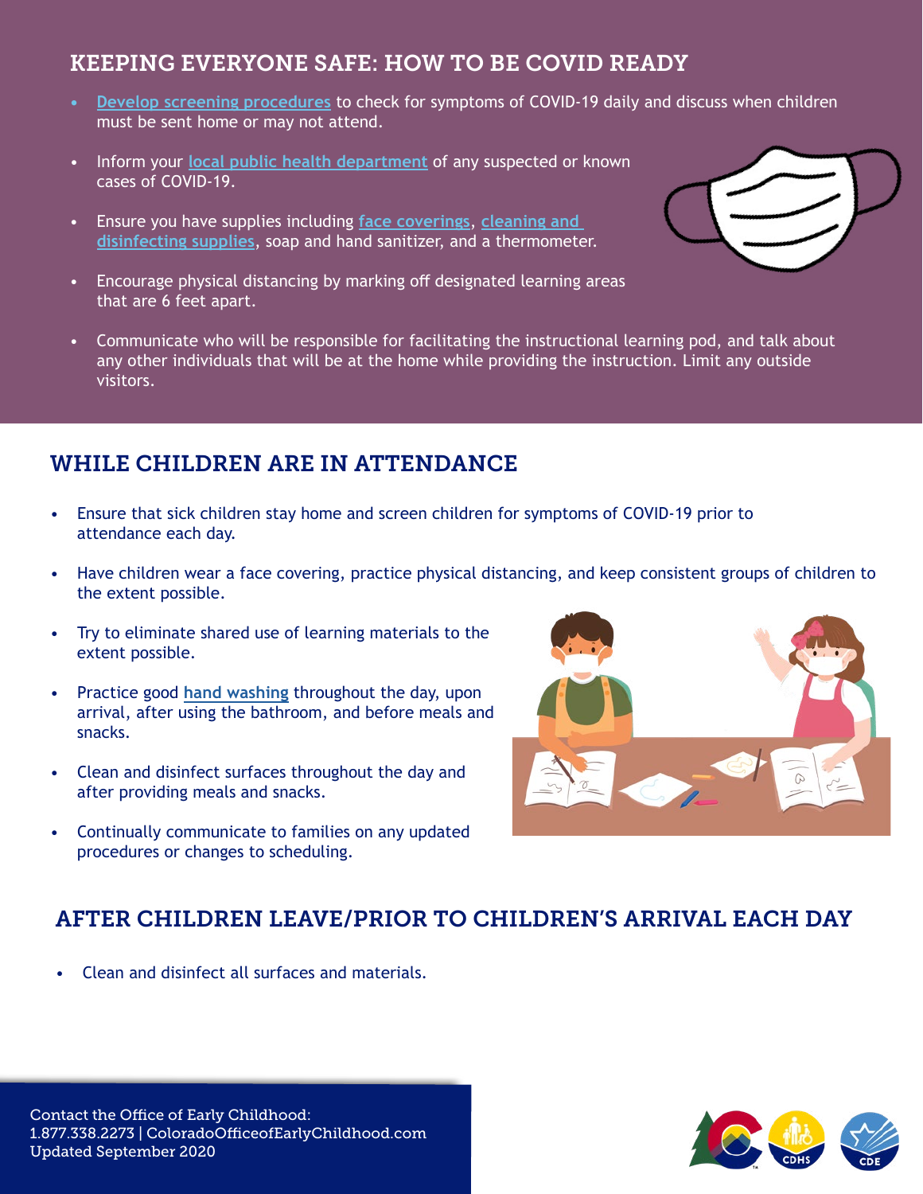## KEEPING EVERYONE SAFE: HOW TO BE COVID READY

- Develop screening procedures to check for symptoms of COVID-19 daily and discuss when children must be sent home or may not attend.
- Inform your local public health department of any suspected or known cases of COVID-19.
- Ensure you have supplies including face coverings, cleaning and disinfecting supplies, soap and hand sanitizer, and a thermometer.
- Encourage physical distancing by marking off designated learning areas that are 6 feet apart.
- Communicate who will be responsible for facilitating the instructional learning pod, and talk about any other individuals that will be at the home while providing the instruction. Limit any outside visitors.

## WHILE CHILDREN ARE IN ATTENDANCE

- Ensure that sick children stay home and screen children for symptoms of COVID-19 prior to attendance each day.
- Have children wear a face covering, practice physical distancing, and keep consistent groups of children to the extent possible.
- Try to eliminate shared use of learning materials to the extent possible.
- Practice good hand washing throughout the day, upon arrival, after using the bathroom, and before meals and snacks.
- Clean and disinfect surfaces throughout the day and after providing meals and snacks.
- Continually communicate to families on any updated procedures or changes to scheduling.

## AFTER CHILDREN LEAVE/PRIOR TO CHILDREN'S ARRIVAL EACH DAY

- Clean and disinfect all surfaces and materials.

Contact the Office of Early Childhood:
1.877.338.2273 | ColoradoOfficeofEarlyChildhood.com
Updated September 2020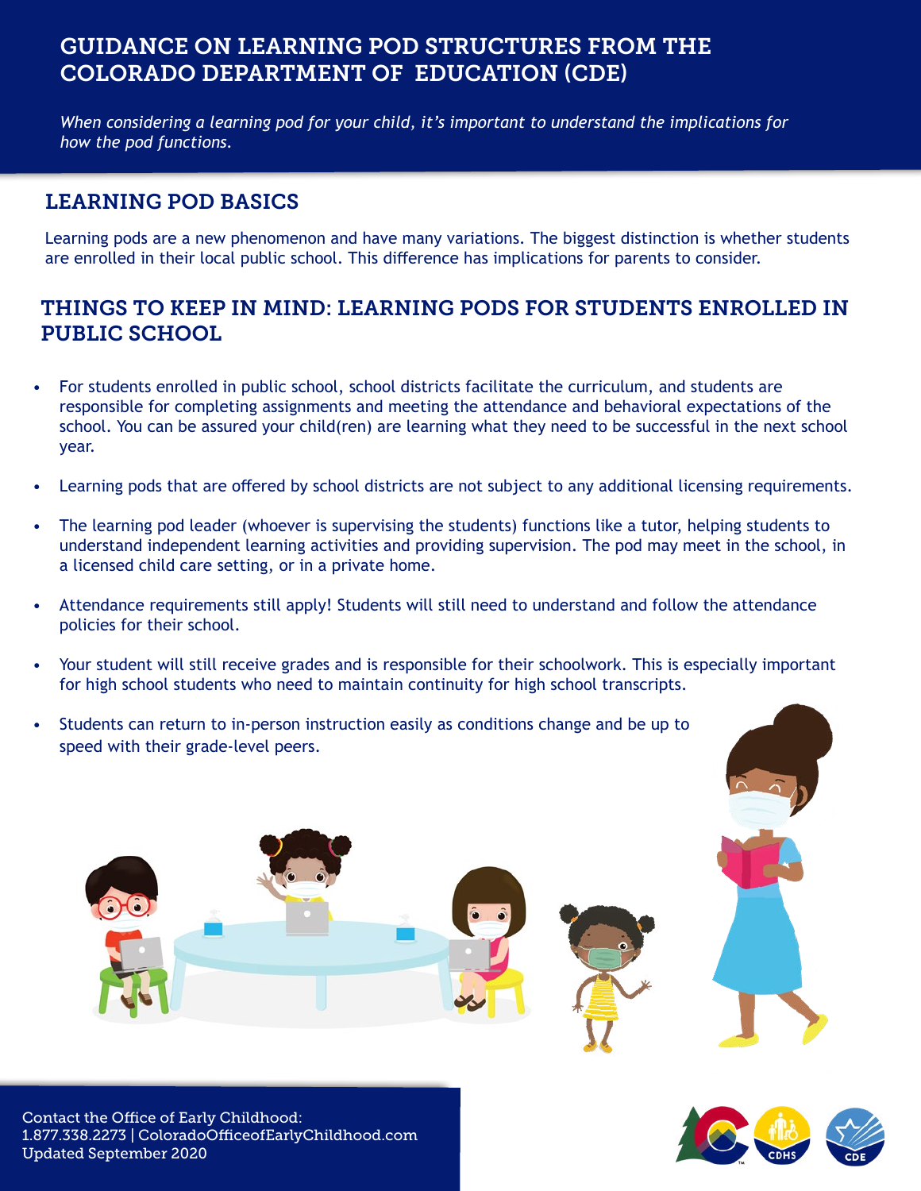# GUIDANCE ON LEARNING POD STRUCTURES FROM THE COLORADO DEPARTMENT OF EDUCATION (CDE)

*When considering a learning pod for your child, it's important to understand the implications for how the pod functions.*

## LEARNING POD BASICS

Learning pods are a new phenomenon and have many variations. The biggest distinction is whether students are enrolled in their local public school. This difference has implications for parents to consider.

## THINGS TO KEEP IN MIND: LEARNING PODS FOR STUDENTS ENROLLED IN PUBLIC SCHOOL

- For students enrolled in public school, school districts facilitate the curriculum, and students are responsible for completing assignments and meeting the attendance and behavioral expectations of the school. You can be assured your child(ren) are learning what they need to be successful in the next school year.
- Learning pods that are offered by school districts are not subject to any additional licensing requirements.
- The learning pod leader (whoever is supervising the students) functions like a tutor, helping students to understand independent learning activities and providing supervision. The pod may meet in the school, in a licensed child care setting, or in a private home.
- Attendance requirements still apply! Students will still need to understand and follow the attendance policies for their school.
- Your student will still receive grades and is responsible for their schoolwork. This is especially important for high school students who need to maintain continuity for high school transcripts.
- Students can return to in-person instruction easily as conditions change and be up to speed with their grade-level peers.

Contact the Office of Early Childhood:
1.877.338.2273 | ColoradoOfficeofEarlyChildhood.com
Updated September 2020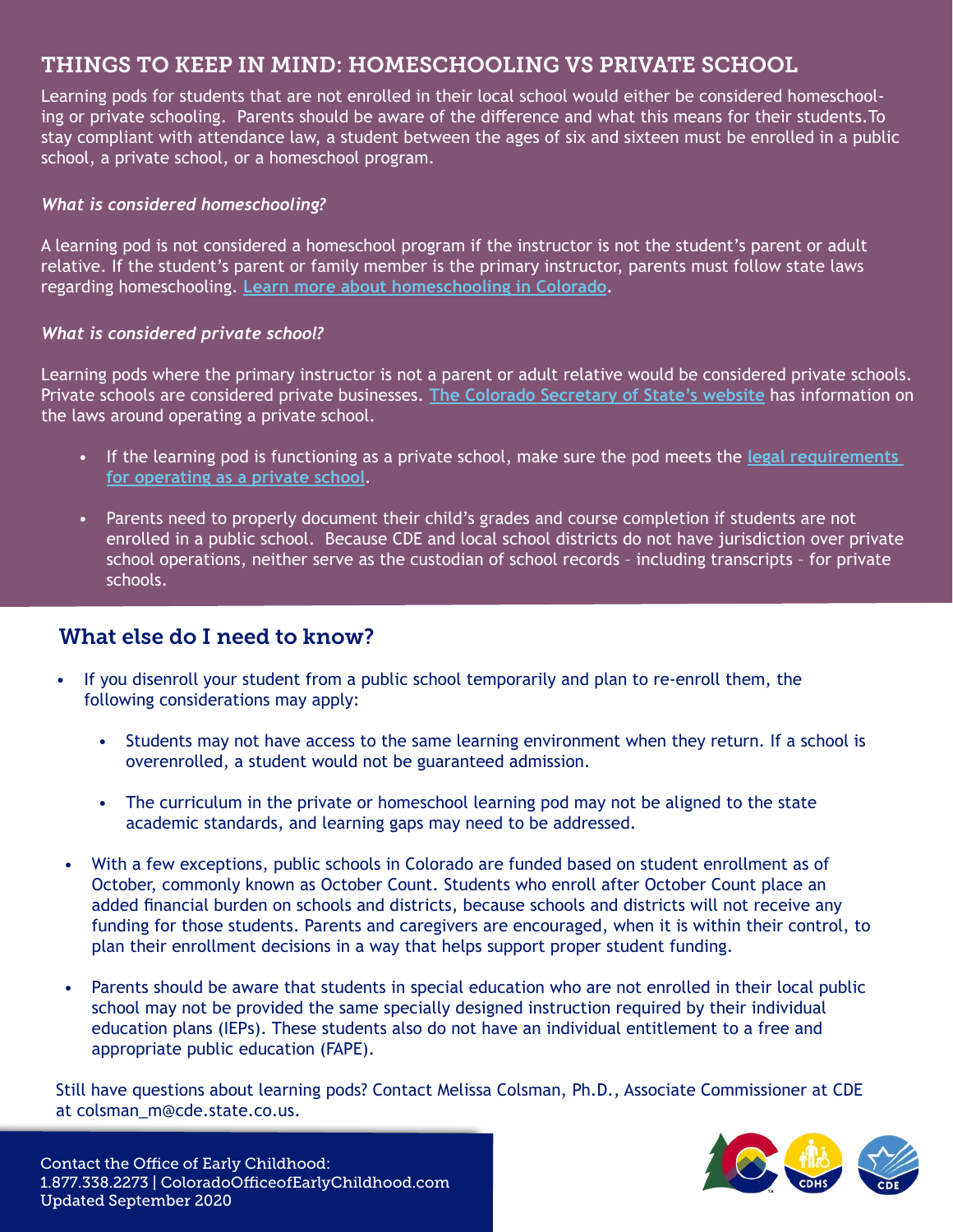## THINGS TO KEEP IN MIND: HOMESCHOOLING VS PRIVATE SCHOOL

Learning pods for students that are not enrolled in their local school would either be considered homeschooling or private schooling. Parents should be aware of the difference and what this means for their students. To stay compliant with attendance law, a student between the ages of six and sixteen must be enrolled in a public school, a private school, or a homeschool program.

*What is considered homeschooling?*

A learning pod is not considered a homeschool program if the instructor is not the student's parent or adult relative. If the student's parent or family member is the primary instructor, parents must follow state laws regarding homeschooling. [Learn more about homeschooling in Colorado](#).

*What is considered private school?*

Learning pods where the primary instructor is not a parent or adult relative would be considered private schools. Private schools are considered private businesses. [The Colorado Secretary of State's website](#) has information on the laws around operating a private school.

- If the learning pod is functioning as a private school, make sure the pod meets the [legal requirements for operating as a private school](#).
- Parents need to properly document their child's grades and course completion if students are not enrolled in a public school. Because CDE and local school districts do not have jurisdiction over private school operations, neither serve as the custodian of school records – including transcripts – for private schools.

## What else do I need to know?

- If you disenroll your student from a public school temporarily and plan to re-enroll them, the following considerations may apply:
  - Students may not have access to the same learning environment when they return. If a school is overenrolled, a student would not be guaranteed admission.
  - The curriculum in the private or homeschool learning pod may not be aligned to the state academic standards, and learning gaps may need to be addressed.
- With a few exceptions, public schools in Colorado are funded based on student enrollment as of October, commonly known as October Count. Students who enroll after October Count place an added financial burden on schools and districts, because schools and districts will not receive any funding for those students. Parents and caregivers are encouraged, when it is within their control, to plan their enrollment decisions in a way that helps support proper student funding.
- Parents should be aware that students in special education who are not enrolled in their local public school may not be provided the same specially designed instruction required by their individual education plans (IEPs). These students also do not have an individual entitlement to a free and appropriate public education (FAPE).

Still have questions about learning pods? Contact Melissa Colsman, Ph.D., Associate Commissioner at CDE at colsman_m@cde.state.co.us.

Contact the Office of Early Childhood:
1.877.338.2273 | ColoradoOfficeofEarlyChildhood.com
Updated September 2020

CDHS CDE